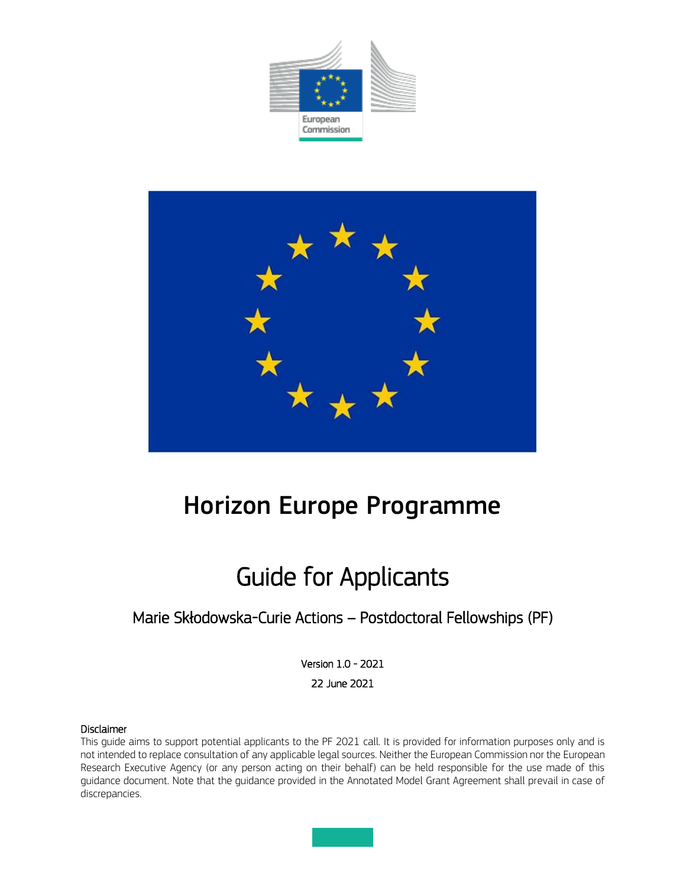European Commission

# Horizon Europe Programme

# Guide for Applicants

## Marie Skłodowska-Curie Actions – Postdoctoral Fellowships (PF)

Version 1.0 - 2021

22 June 2021

**Disclaimer**

This guide aims to support potential applicants to the PF 2021 call. It is provided for information purposes only and is not intended to replace consultation of any applicable legal sources. Neither the European Commission nor the European Research Executive Agency (or any person acting on their behalf) can be held responsible for the use made of this guidance document. Note that the guidance provided in the Annotated Model Grant Agreement shall prevail in case of discrepancies.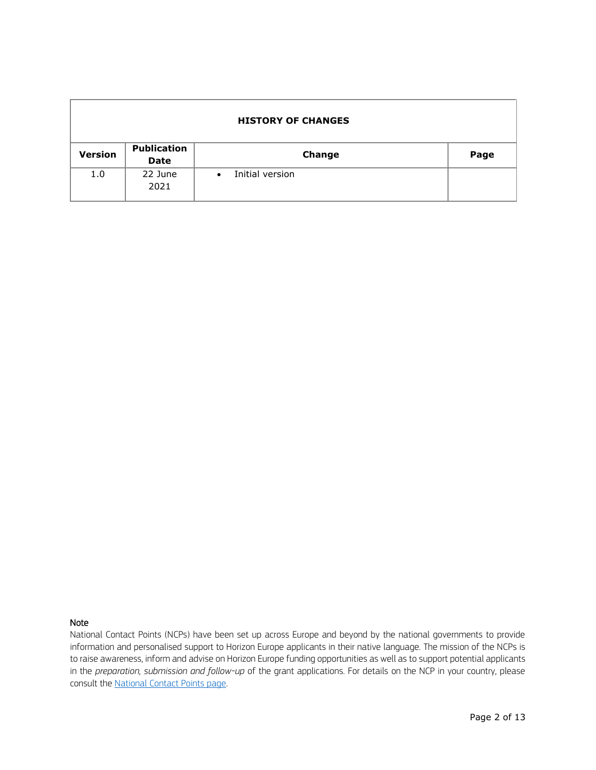| HISTORY OF CHANGES | | | |
|---|---|---|---|
| **Version** | **Publication Date** | **Change** | **Page** |
| 1.0 | 22 June 2021 | • Initial version | |

**Note**

National Contact Points (NCPs) have been set up across Europe and beyond by the national governments to provide information and personalised support to Horizon Europe applicants in their native language. The mission of the NCPs is to raise awareness, inform and advise on Horizon Europe funding opportunities as well as to support potential applicants in the *preparation, submission and follow-up* of the grant applications. For details on the NCP in your country, please consult the National Contact Points page.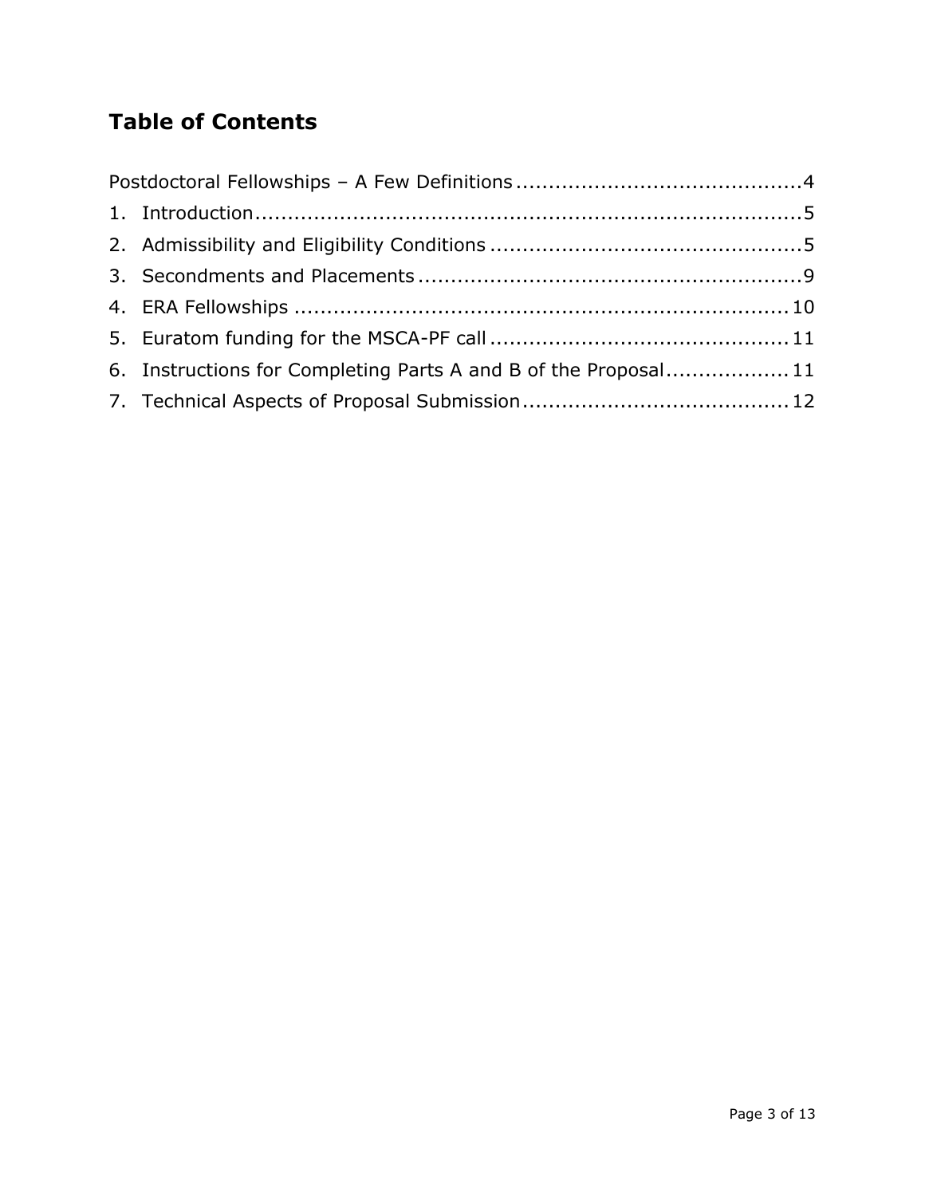## Table of Contents

Postdoctoral Fellowships – A Few Definitions ........................................... 4

1. Introduction ..................................................................................... 5
2. Admissibility and Eligibility Conditions ............................................... 5
3. Secondments and Placements ........................................................... 9
4. ERA Fellowships ............................................................................ 10
5. Euratom funding for the MSCA-PF call ............................................. 11
6. Instructions for Completing Parts A and B of the Proposal .................. 11
7. Technical Aspects of Proposal Submission ......................................... 12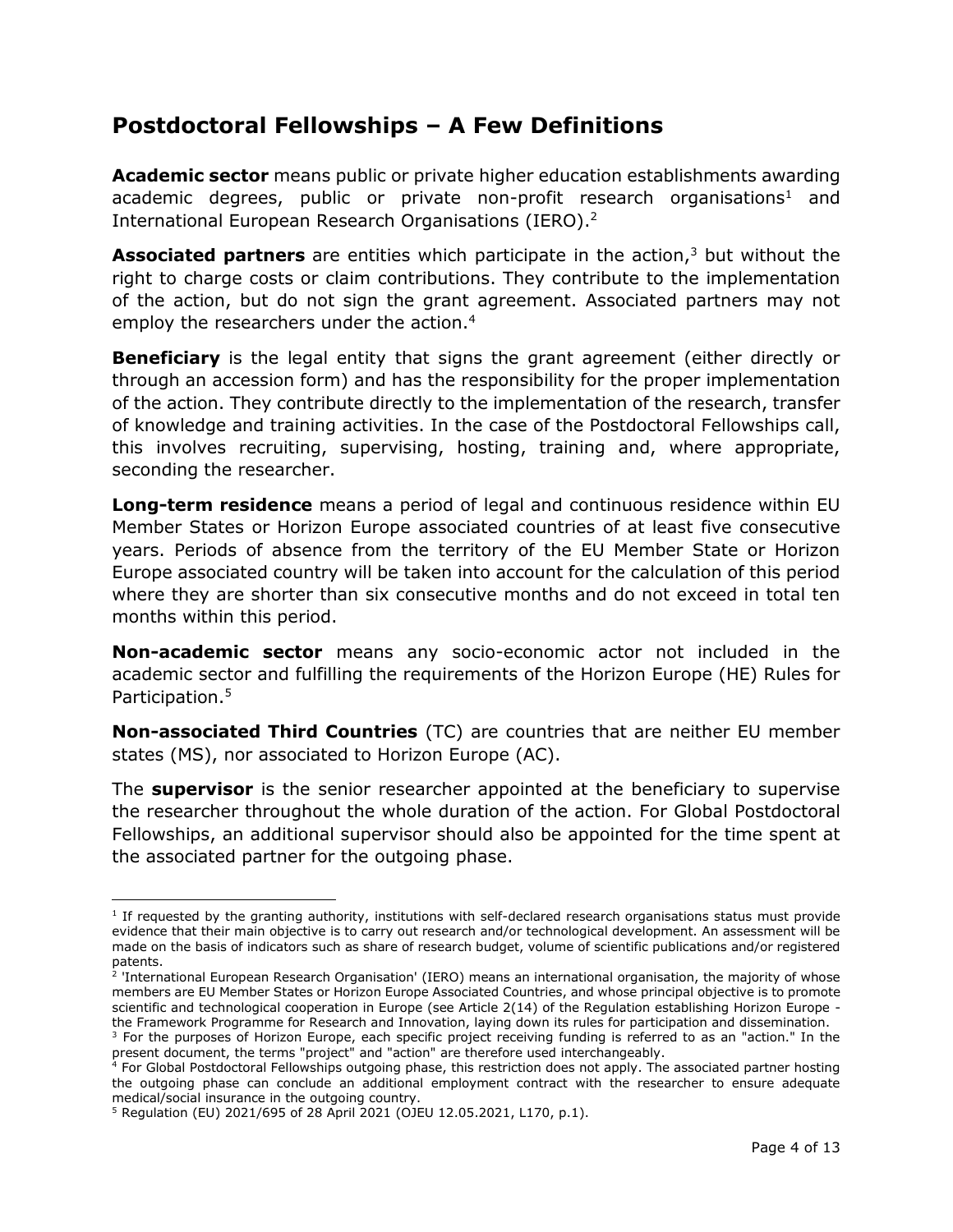## Postdoctoral Fellowships – A Few Definitions

**Academic sector** means public or private higher education establishments awarding academic degrees, public or private non-profit research organisations[1] and International European Research Organisations (IERO).[2]

**Associated partners** are entities which participate in the action,[3] but without the right to charge costs or claim contributions. They contribute to the implementation of the action, but do not sign the grant agreement. Associated partners may not employ the researchers under the action.[4]

**Beneficiary** is the legal entity that signs the grant agreement (either directly or through an accession form) and has the responsibility for the proper implementation of the action. They contribute directly to the implementation of the research, transfer of knowledge and training activities. In the case of the Postdoctoral Fellowships call, this involves recruiting, supervising, hosting, training and, where appropriate, seconding the researcher.

**Long-term residence** means a period of legal and continuous residence within EU Member States or Horizon Europe associated countries of at least five consecutive years. Periods of absence from the territory of the EU Member State or Horizon Europe associated country will be taken into account for the calculation of this period where they are shorter than six consecutive months and do not exceed in total ten months within this period.

**Non-academic sector** means any socio-economic actor not included in the academic sector and fulfilling the requirements of the Horizon Europe (HE) Rules for Participation.[5]

**Non-associated Third Countries** (TC) are countries that are neither EU member states (MS), nor associated to Horizon Europe (AC).

The **supervisor** is the senior researcher appointed at the beneficiary to supervise the researcher throughout the whole duration of the action. For Global Postdoctoral Fellowships, an additional supervisor should also be appointed for the time spent at the associated partner for the outgoing phase.

---

[1] If requested by the granting authority, institutions with self-declared research organisations status must provide evidence that their main objective is to carry out research and/or technological development. An assessment will be made on the basis of indicators such as share of research budget, volume of scientific publications and/or registered patents.

[2] 'International European Research Organisation' (IERO) means an international organisation, the majority of whose members are EU Member States or Horizon Europe Associated Countries, and whose principal objective is to promote scientific and technological cooperation in Europe (see Article 2(14) of the Regulation establishing Horizon Europe - the Framework Programme for Research and Innovation, laying down its rules for participation and dissemination.

[3] For the purposes of Horizon Europe, each specific project receiving funding is referred to as an "action." In the present document, the terms "project" and "action" are therefore used interchangeably.

[4] For Global Postdoctoral Fellowships outgoing phase, this restriction does not apply. The associated partner hosting the outgoing phase can conclude an additional employment contract with the researcher to ensure adequate medical/social insurance in the outgoing country.

[5] Regulation (EU) 2021/695 of 28 April 2021 (OJEU 12.05.2021, L170, p.1).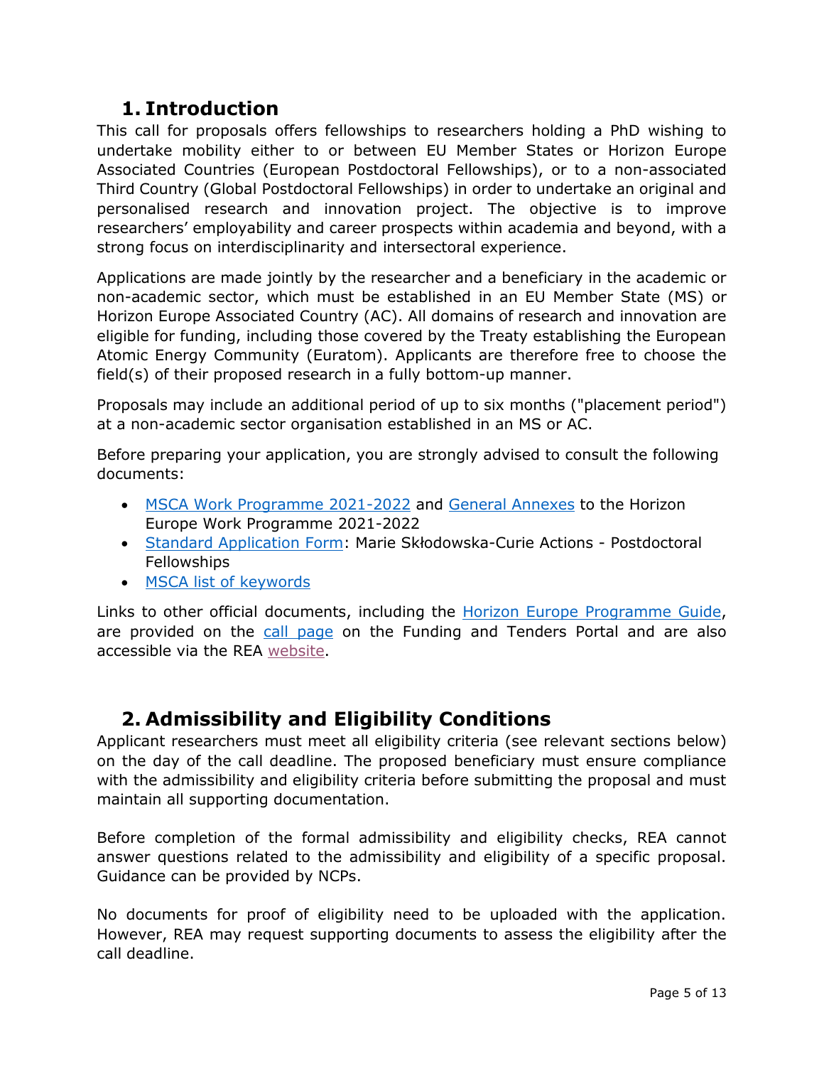## 1. Introduction

This call for proposals offers fellowships to researchers holding a PhD wishing to undertake mobility either to or between EU Member States or Horizon Europe Associated Countries (European Postdoctoral Fellowships), or to a non-associated Third Country (Global Postdoctoral Fellowships) in order to undertake an original and personalised research and innovation project. The objective is to improve researchers' employability and career prospects within academia and beyond, with a strong focus on interdisciplinarity and intersectoral experience.

Applications are made jointly by the researcher and a beneficiary in the academic or non-academic sector, which must be established in an EU Member State (MS) or Horizon Europe Associated Country (AC). All domains of research and innovation are eligible for funding, including those covered by the Treaty establishing the European Atomic Energy Community (Euratom). Applicants are therefore free to choose the field(s) of their proposed research in a fully bottom-up manner.

Proposals may include an additional period of up to six months ("placement period") at a non-academic sector organisation established in an MS or AC.

Before preparing your application, you are strongly advised to consult the following documents:

- MSCA Work Programme 2021-2022 and General Annexes to the Horizon Europe Work Programme 2021-2022
- Standard Application Form: Marie Skłodowska-Curie Actions - Postdoctoral Fellowships
- MSCA list of keywords

Links to other official documents, including the Horizon Europe Programme Guide, are provided on the call page on the Funding and Tenders Portal and are also accessible via the REA website.

## 2. Admissibility and Eligibility Conditions

Applicant researchers must meet all eligibility criteria (see relevant sections below) on the day of the call deadline. The proposed beneficiary must ensure compliance with the admissibility and eligibility criteria before submitting the proposal and must maintain all supporting documentation.

Before completion of the formal admissibility and eligibility checks, REA cannot answer questions related to the admissibility and eligibility of a specific proposal. Guidance can be provided by NCPs.

No documents for proof of eligibility need to be uploaded with the application. However, REA may request supporting documents to assess the eligibility after the call deadline.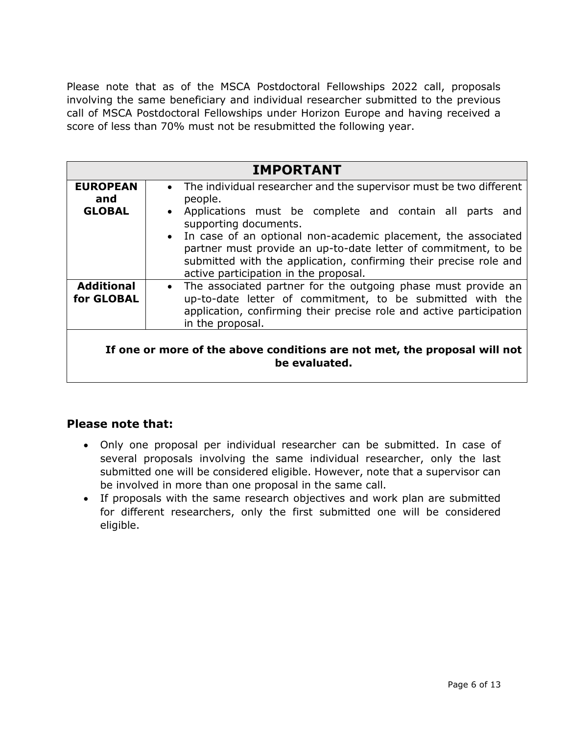Please note that as of the MSCA Postdoctoral Fellowships 2022 call, proposals involving the same beneficiary and individual researcher submitted to the previous call of MSCA Postdoctoral Fellowships under Horizon Europe and having received a score of less than 70% must not be resubmitted the following year.

| IMPORTANT | |
|---|---|
| **EUROPEAN and GLOBAL** | • The individual researcher and the supervisor must be two different people. <br> • Applications must be complete and contain all parts and supporting documents. <br> • In case of an optional non-academic placement, the associated partner must provide an up-to-date letter of commitment, to be submitted with the application, confirming their precise role and active participation in the proposal. |
| **Additional for GLOBAL** | • The associated partner for the outgoing phase must provide an up-to-date letter of commitment, to be submitted with the application, confirming their precise role and active participation in the proposal. |
| **If one or more of the above conditions are not met, the proposal will not be evaluated.** | |

### Please note that:

- Only one proposal per individual researcher can be submitted. In case of several proposals involving the same individual researcher, only the last submitted one will be considered eligible. However, note that a supervisor can be involved in more than one proposal in the same call.
- If proposals with the same research objectives and work plan are submitted for different researchers, only the first submitted one will be considered eligible.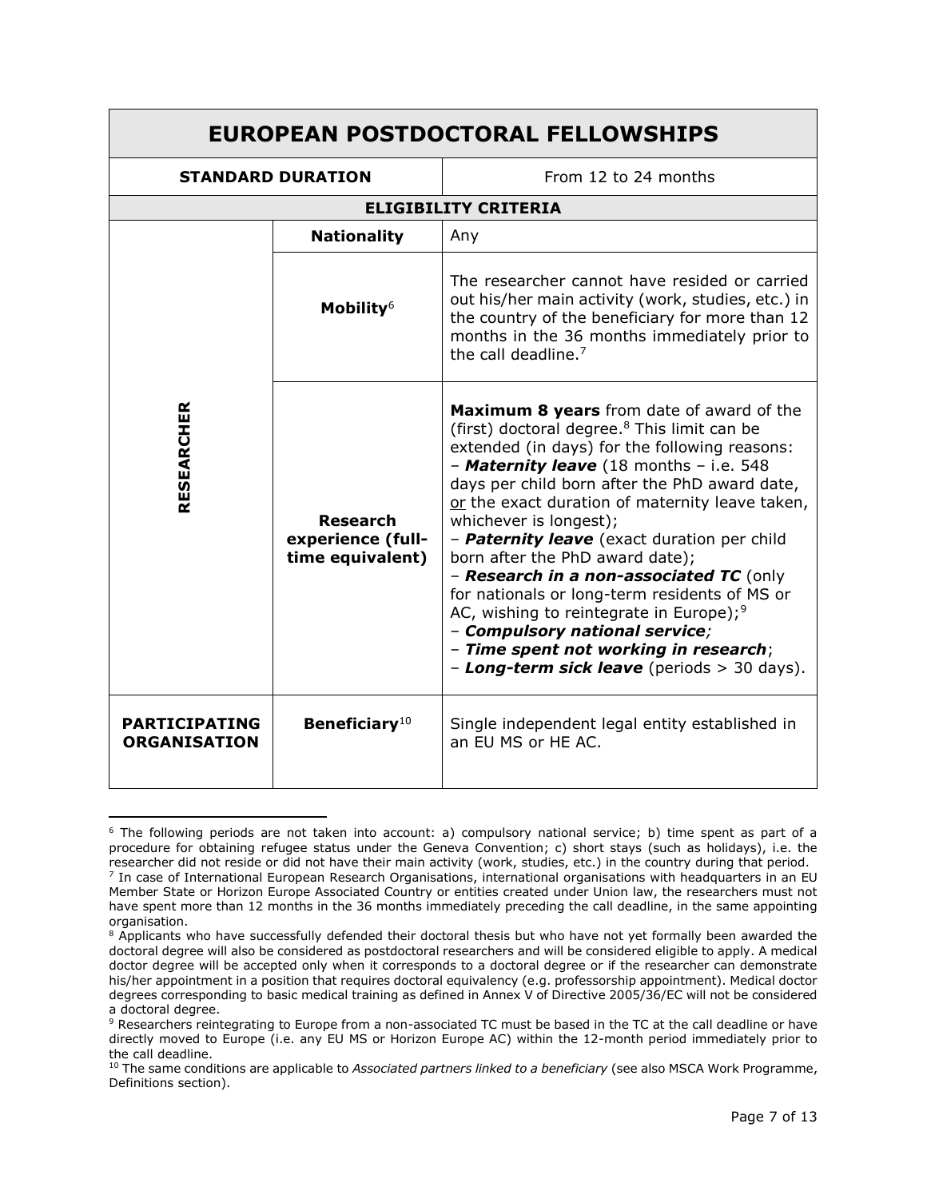| EUROPEAN POSTDOCTORAL FELLOWSHIPS | | |
|---|---|---|
| **STANDARD DURATION** | | From 12 to 24 months |
| **ELIGIBILITY CRITERIA** | | |
| **RESEARCHER** | **Nationality** | Any |
| | **Mobility**[6] | The researcher cannot have resided or carried out his/her main activity (work, studies, etc.) in the country of the beneficiary for more than 12 months in the 36 months immediately prior to the call deadline.[7] |
| | **Research experience (full-time equivalent)** | **Maximum 8 years** from date of award of the (first) doctoral degree.[8] This limit can be extended (in days) for the following reasons:<br>– ***Maternity leave*** (18 months – i.e. 548 days per child born after the PhD award date, <u>or</u> the exact duration of maternity leave taken, whichever is longest);<br>– ***Paternity leave*** (exact duration per child born after the PhD award date);<br>– ***Research in a non-associated TC*** (only for nationals or long-term residents of MS or AC, wishing to reintegrate in Europe);[9]<br>– ***Compulsory national service;***<br>– ***Time spent not working in research***;<br>– ***Long-term sick leave*** (periods > 30 days). |
| **PARTICIPATING ORGANISATION** | **Beneficiary**[10] | Single independent legal entity established in an EU MS or HE AC. |

[6] The following periods are not taken into account: a) compulsory national service; b) time spent as part of a procedure for obtaining refugee status under the Geneva Convention; c) short stays (such as holidays), i.e. the researcher did not reside or did not have their main activity (work, studies, etc.) in the country during that period.

[7] In case of International European Research Organisations, international organisations with headquarters in an EU Member State or Horizon Europe Associated Country or entities created under Union law, the researchers must not have spent more than 12 months in the 36 months immediately preceding the call deadline, in the same appointing organisation.

[8] Applicants who have successfully defended their doctoral thesis but who have not yet formally been awarded the doctoral degree will also be considered as postdoctoral researchers and will be considered eligible to apply. A medical doctor degree will be accepted only when it corresponds to a doctoral degree or if the researcher can demonstrate his/her appointment in a position that requires doctoral equivalency (e.g. professorship appointment). Medical doctor degrees corresponding to basic medical training as defined in Annex V of Directive 2005/36/EC will not be considered a doctoral degree.

[9] Researchers reintegrating to Europe from a non-associated TC must be based in the TC at the call deadline or have directly moved to Europe (i.e. any EU MS or Horizon Europe AC) within the 12-month period immediately prior to the call deadline.

[10] The same conditions are applicable to *Associated partners linked to a beneficiary* (see also MSCA Work Programme, Definitions section).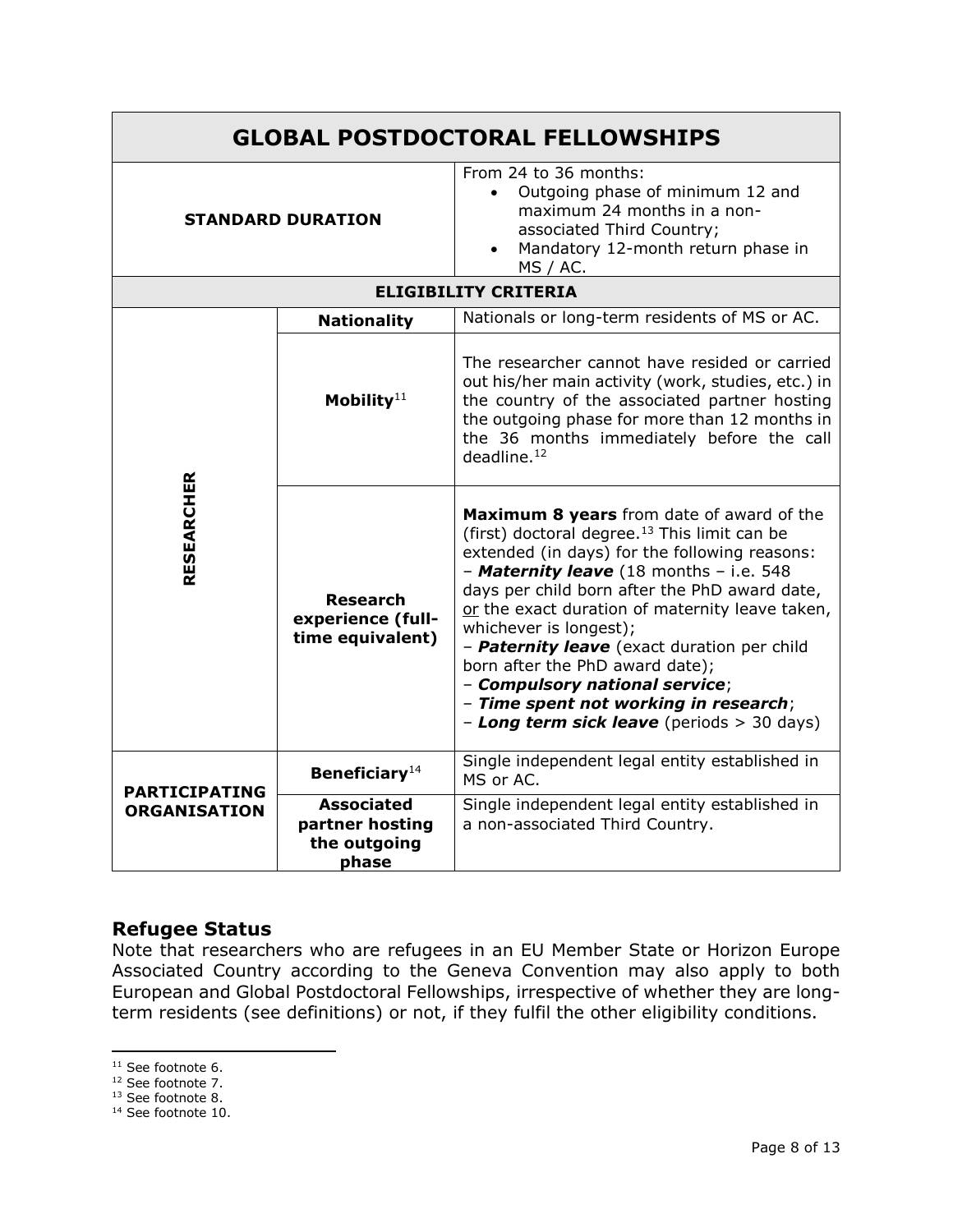| GLOBAL POSTDOCTORAL FELLOWSHIPS | | |
|---|---|---|
| **STANDARD DURATION** | | From 24 to 36 months:<br>• Outgoing phase of minimum 12 and maximum 24 months in a non-associated Third Country;<br>• Mandatory 12-month return phase in MS / AC. |
| **ELIGIBILITY CRITERIA** | | |
| **RESEARCHER** | **Nationality** | Nationals or long-term residents of MS or AC. |
| | **Mobility**[11] | The researcher cannot have resided or carried out his/her main activity (work, studies, etc.) in the country of the associated partner hosting the outgoing phase for more than 12 months in the 36 months immediately before the call deadline.[12] |
| | **Research experience (full-time equivalent)** | **Maximum 8 years** from date of award of the (first) doctoral degree.[13] This limit can be extended (in days) for the following reasons:<br>– ***Maternity leave*** (18 months – i.e. 548 days per child born after the PhD award date, or the exact duration of maternity leave taken, whichever is longest);<br>– ***Paternity leave*** (exact duration per child born after the PhD award date);<br>– ***Compulsory national service***;<br>– ***Time spent not working in research***;<br>– ***Long term sick leave*** (periods > 30 days) |
| **PARTICIPATING ORGANISATION** | **Beneficiary**[14] | Single independent legal entity established in MS or AC. |
| | **Associated partner hosting the outgoing phase** | Single independent legal entity established in a non-associated Third Country. |

## Refugee Status

Note that researchers who are refugees in an EU Member State or Horizon Europe Associated Country according to the Geneva Convention may also apply to both European and Global Postdoctoral Fellowships, irrespective of whether they are long-term residents (see definitions) or not, if they fulfil the other eligibility conditions.

[11] See footnote 6.

[12] See footnote 7.

[13] See footnote 8.

[14] See footnote 10.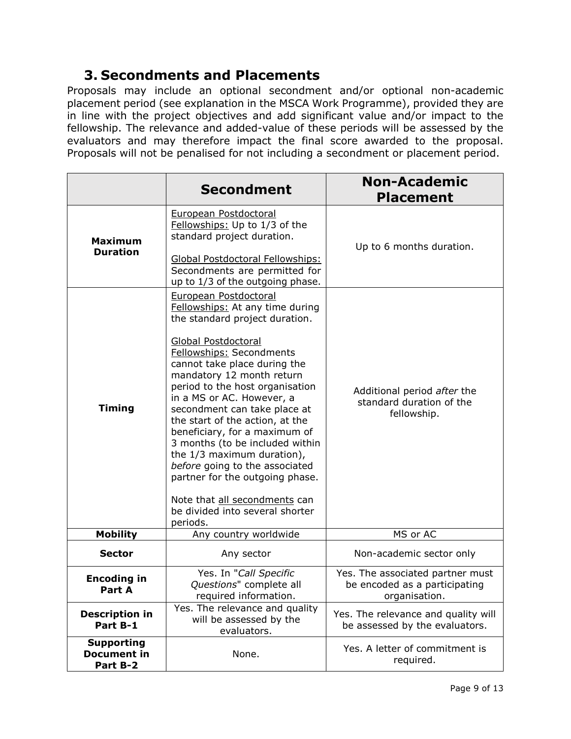## 3. Secondments and Placements

Proposals may include an optional secondment and/or optional non-academic placement period (see explanation in the MSCA Work Programme), provided they are in line with the project objectives and add significant value and/or impact to the fellowship. The relevance and added-value of these periods will be assessed by the evaluators and may therefore impact the final score awarded to the proposal. Proposals will not be penalised for not including a secondment or placement period.

| | **Secondment** | **Non-Academic Placement** |
|---|---|---|
| **Maximum Duration** | European Postdoctoral Fellowships: Up to 1/3 of the standard project duration.<br><br>Global Postdoctoral Fellowships: Secondments are permitted for up to 1/3 of the outgoing phase. | Up to 6 months duration. |
| **Timing** | European Postdoctoral Fellowships: At any time during the standard project duration.<br><br>Global Postdoctoral Fellowships: Secondments cannot take place during the mandatory 12 month return period to the host organisation in a MS or AC. However, a secondment can take place at the start of the action, at the beneficiary, for a maximum of 3 months (to be included within the 1/3 maximum duration), *before* going to the associated partner for the outgoing phase.<br><br>Note that all secondments can be divided into several shorter periods. | Additional period *after* the standard duration of the fellowship. |
| **Mobility** | Any country worldwide | MS or AC |
| **Sector** | Any sector | Non-academic sector only |
| **Encoding in Part A** | Yes. In "*Call Specific Questions*" complete all required information. | Yes. The associated partner must be encoded as a participating organisation. |
| **Description in Part B-1** | Yes. The relevance and quality will be assessed by the evaluators. | Yes. The relevance and quality will be assessed by the evaluators. |
| **Supporting Document in Part B-2** | None. | Yes. A letter of commitment is required. |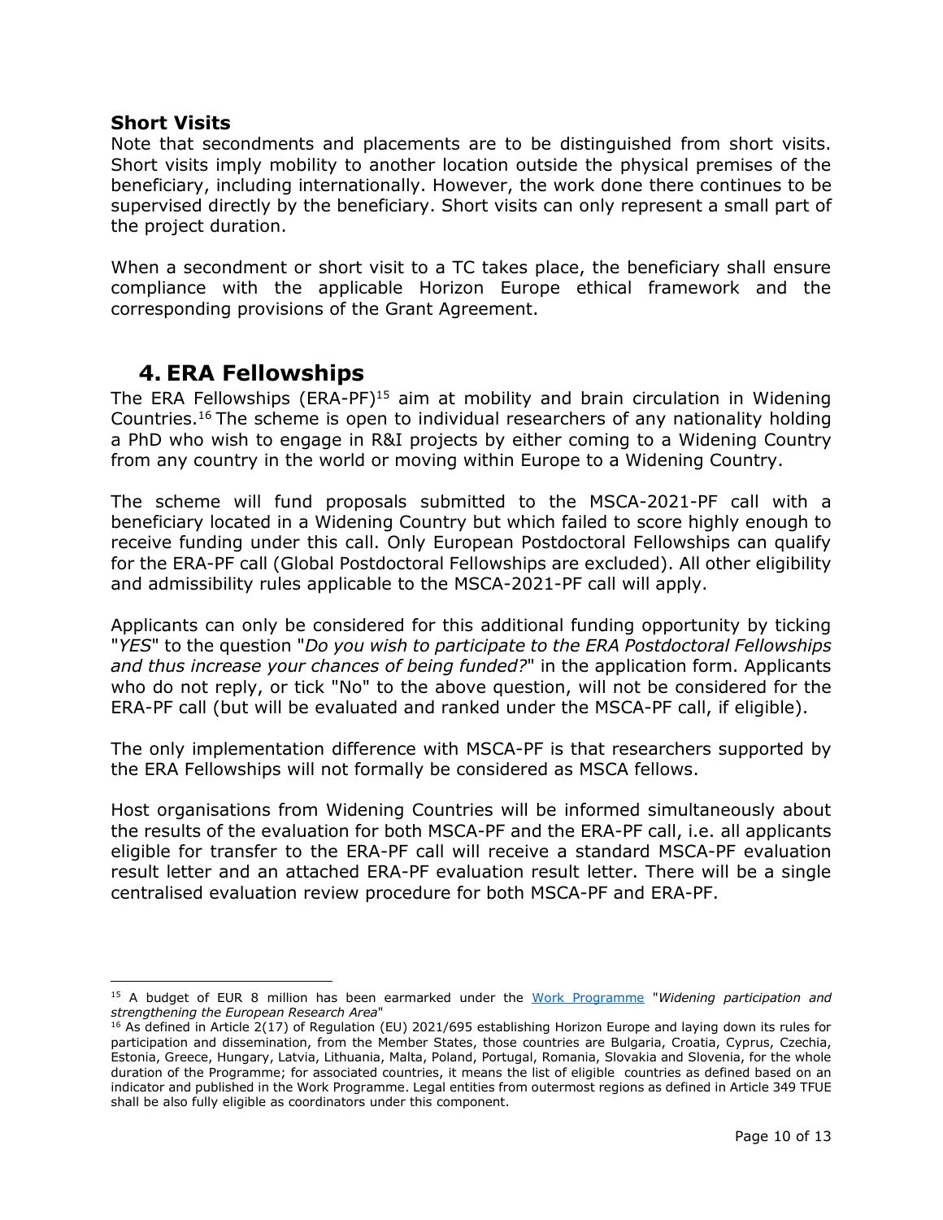### Short Visits

Note that secondments and placements are to be distinguished from short visits. Short visits imply mobility to another location outside the physical premises of the beneficiary, including internationally. However, the work done there continues to be supervised directly by the beneficiary. Short visits can only represent a small part of the project duration.

When a secondment or short visit to a TC takes place, the beneficiary shall ensure compliance with the applicable Horizon Europe ethical framework and the corresponding provisions of the Grant Agreement.

## 4. ERA Fellowships

The ERA Fellowships (ERA-PF)[15] aim at mobility and brain circulation in Widening Countries.[16] The scheme is open to individual researchers of any nationality holding a PhD who wish to engage in R&I projects by either coming to a Widening Country from any country in the world or moving within Europe to a Widening Country.

The scheme will fund proposals submitted to the MSCA-2021-PF call with a beneficiary located in a Widening Country but which failed to score highly enough to receive funding under this call. Only European Postdoctoral Fellowships can qualify for the ERA-PF call (Global Postdoctoral Fellowships are excluded). All other eligibility and admissibility rules applicable to the MSCA-2021-PF call will apply.

Applicants can only be considered for this additional funding opportunity by ticking "*YES*" to the question "*Do you wish to participate to the ERA Postdoctoral Fellowships and thus increase your chances of being funded?*" in the application form. Applicants who do not reply, or tick "No" to the above question, will not be considered for the ERA-PF call (but will be evaluated and ranked under the MSCA-PF call, if eligible).

The only implementation difference with MSCA-PF is that researchers supported by the ERA Fellowships will not formally be considered as MSCA fellows.

Host organisations from Widening Countries will be informed simultaneously about the results of the evaluation for both MSCA-PF and the ERA-PF call, i.e. all applicants eligible for transfer to the ERA-PF call will receive a standard MSCA-PF evaluation result letter and an attached ERA-PF evaluation result letter. There will be a single centralised evaluation review procedure for both MSCA-PF and ERA-PF.

---

[15] A budget of EUR 8 million has been earmarked under the Work Programme "*Widening participation and strengthening the European Research Area*"

[16] As defined in Article 2(17) of Regulation (EU) 2021/695 establishing Horizon Europe and laying down its rules for participation and dissemination, from the Member States, those countries are Bulgaria, Croatia, Cyprus, Czechia, Estonia, Greece, Hungary, Latvia, Lithuania, Malta, Poland, Portugal, Romania, Slovakia and Slovenia, for the whole duration of the Programme; for associated countries, it means the list of eligible countries as defined based on an indicator and published in the Work Programme. Legal entities from outermost regions as defined in Article 349 TFUE shall be also fully eligible as coordinators under this component.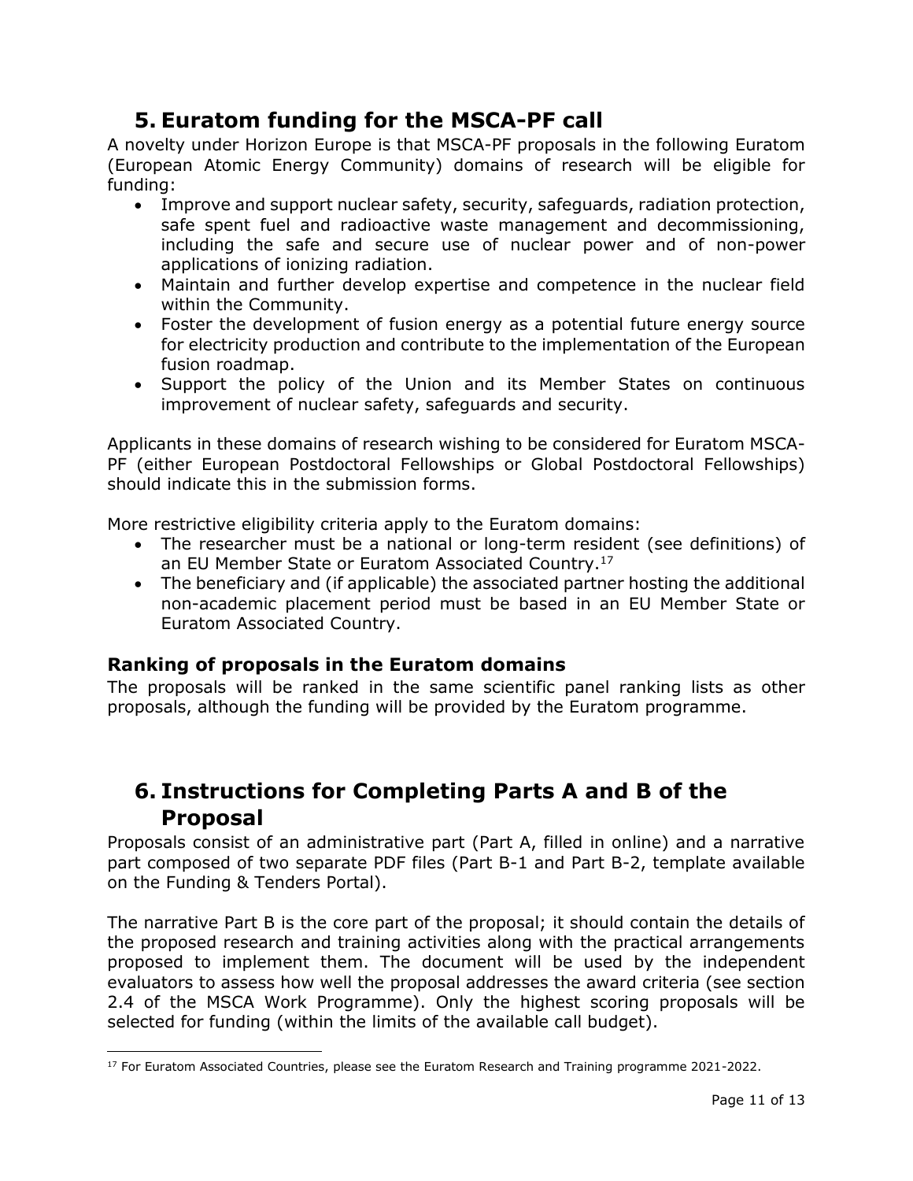# 5. Euratom funding for the MSCA-PF call

A novelty under Horizon Europe is that MSCA-PF proposals in the following Euratom (European Atomic Energy Community) domains of research will be eligible for funding:

- Improve and support nuclear safety, security, safeguards, radiation protection, safe spent fuel and radioactive waste management and decommissioning, including the safe and secure use of nuclear power and of non-power applications of ionizing radiation.
- Maintain and further develop expertise and competence in the nuclear field within the Community.
- Foster the development of fusion energy as a potential future energy source for electricity production and contribute to the implementation of the European fusion roadmap.
- Support the policy of the Union and its Member States on continuous improvement of nuclear safety, safeguards and security.

Applicants in these domains of research wishing to be considered for Euratom MSCA-PF (either European Postdoctoral Fellowships or Global Postdoctoral Fellowships) should indicate this in the submission forms.

More restrictive eligibility criteria apply to the Euratom domains:

- The researcher must be a national or long-term resident (see definitions) of an EU Member State or Euratom Associated Country.[17]
- The beneficiary and (if applicable) the associated partner hosting the additional non-academic placement period must be based in an EU Member State or Euratom Associated Country.

### Ranking of proposals in the Euratom domains

The proposals will be ranked in the same scientific panel ranking lists as other proposals, although the funding will be provided by the Euratom programme.

# 6. Instructions for Completing Parts A and B of the Proposal

Proposals consist of an administrative part (Part A, filled in online) and a narrative part composed of two separate PDF files (Part B-1 and Part B-2, template available on the Funding & Tenders Portal).

The narrative Part B is the core part of the proposal; it should contain the details of the proposed research and training activities along with the practical arrangements proposed to implement them. The document will be used by the independent evaluators to assess how well the proposal addresses the award criteria (see section 2.4 of the MSCA Work Programme). Only the highest scoring proposals will be selected for funding (within the limits of the available call budget).

[17] For Euratom Associated Countries, please see the Euratom Research and Training programme 2021-2022.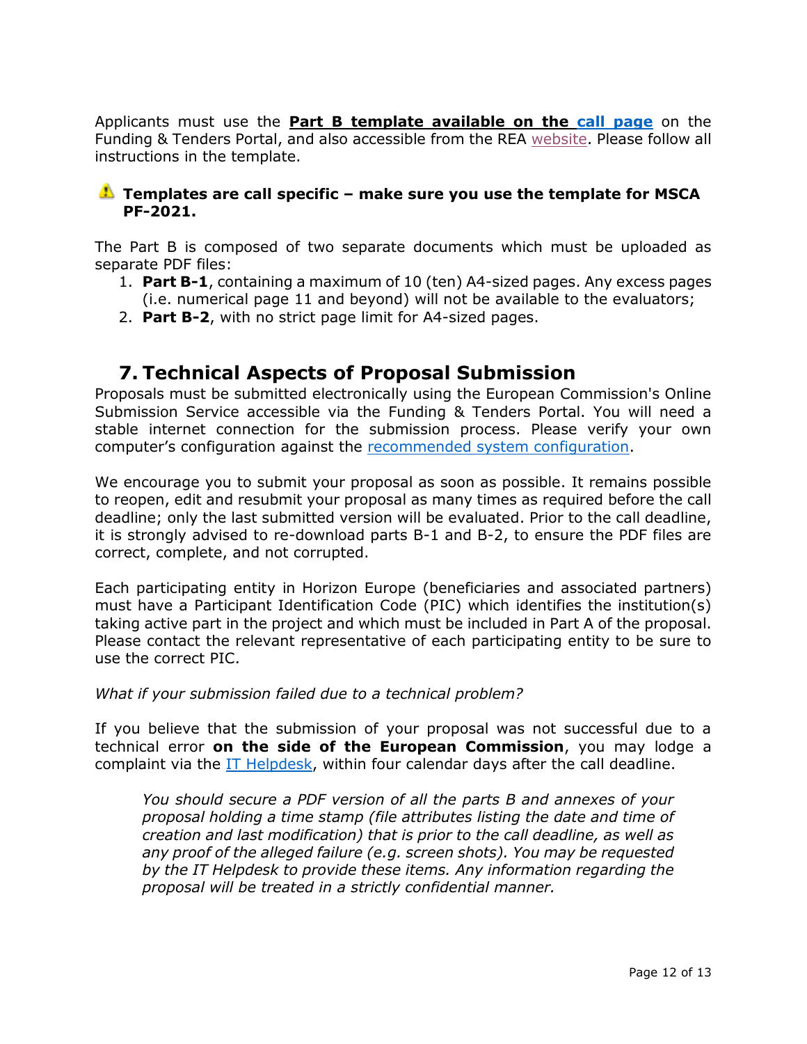Applicants must use the **Part B template available on the call page** on the Funding & Tenders Portal, and also accessible from the REA website. Please follow all instructions in the template.

⚠ **Templates are call specific – make sure you use the template for MSCA PF-2021.**

The Part B is composed of two separate documents which must be uploaded as separate PDF files:

1. **Part B-1**, containing a maximum of 10 (ten) A4-sized pages. Any excess pages (i.e. numerical page 11 and beyond) will not be available to the evaluators;
2. **Part B-2**, with no strict page limit for A4-sized pages.

## 7. Technical Aspects of Proposal Submission

Proposals must be submitted electronically using the European Commission's Online Submission Service accessible via the Funding & Tenders Portal. You will need a stable internet connection for the submission process. Please verify your own computer's configuration against the recommended system configuration.

We encourage you to submit your proposal as soon as possible. It remains possible to reopen, edit and resubmit your proposal as many times as required before the call deadline; only the last submitted version will be evaluated. Prior to the call deadline, it is strongly advised to re-download parts B-1 and B-2, to ensure the PDF files are correct, complete, and not corrupted.

Each participating entity in Horizon Europe (beneficiaries and associated partners) must have a Participant Identification Code (PIC) which identifies the institution(s) taking active part in the project and which must be included in Part A of the proposal. Please contact the relevant representative of each participating entity to be sure to use the correct PIC.

*What if your submission failed due to a technical problem?*

If you believe that the submission of your proposal was not successful due to a technical error **on the side of the European Commission**, you may lodge a complaint via the IT Helpdesk, within four calendar days after the call deadline.

> *You should secure a PDF version of all the parts B and annexes of your proposal holding a time stamp (file attributes listing the date and time of creation and last modification) that is prior to the call deadline, as well as any proof of the alleged failure (e.g. screen shots). You may be requested by the IT Helpdesk to provide these items. Any information regarding the proposal will be treated in a strictly confidential manner.*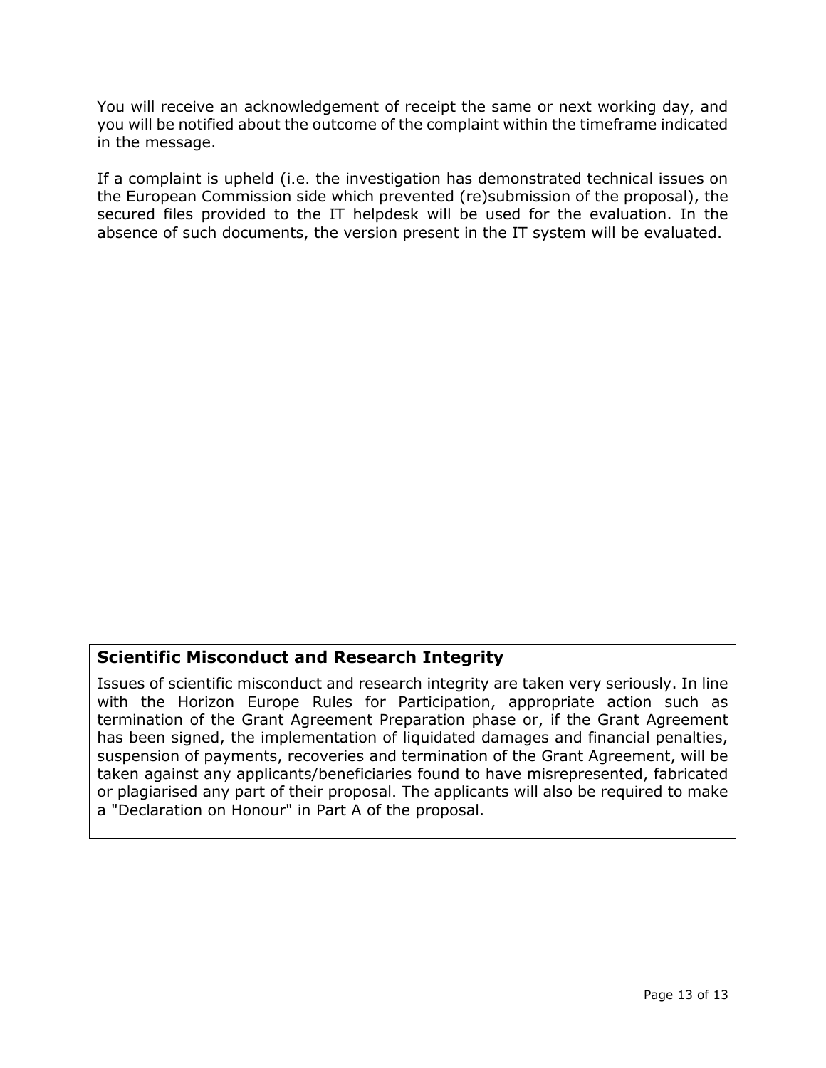You will receive an acknowledgement of receipt the same or next working day, and you will be notified about the outcome of the complaint within the timeframe indicated in the message.

If a complaint is upheld (i.e. the investigation has demonstrated technical issues on the European Commission side which prevented (re)submission of the proposal), the secured files provided to the IT helpdesk will be used for the evaluation. In the absence of such documents, the version present in the IT system will be evaluated.

**Scientific Misconduct and Research Integrity**

Issues of scientific misconduct and research integrity are taken very seriously. In line with the Horizon Europe Rules for Participation, appropriate action such as termination of the Grant Agreement Preparation phase or, if the Grant Agreement has been signed, the implementation of liquidated damages and financial penalties, suspension of payments, recoveries and termination of the Grant Agreement, will be taken against any applicants/beneficiaries found to have misrepresented, fabricated or plagiarised any part of their proposal. The applicants will also be required to make a "Declaration on Honour" in Part A of the proposal.